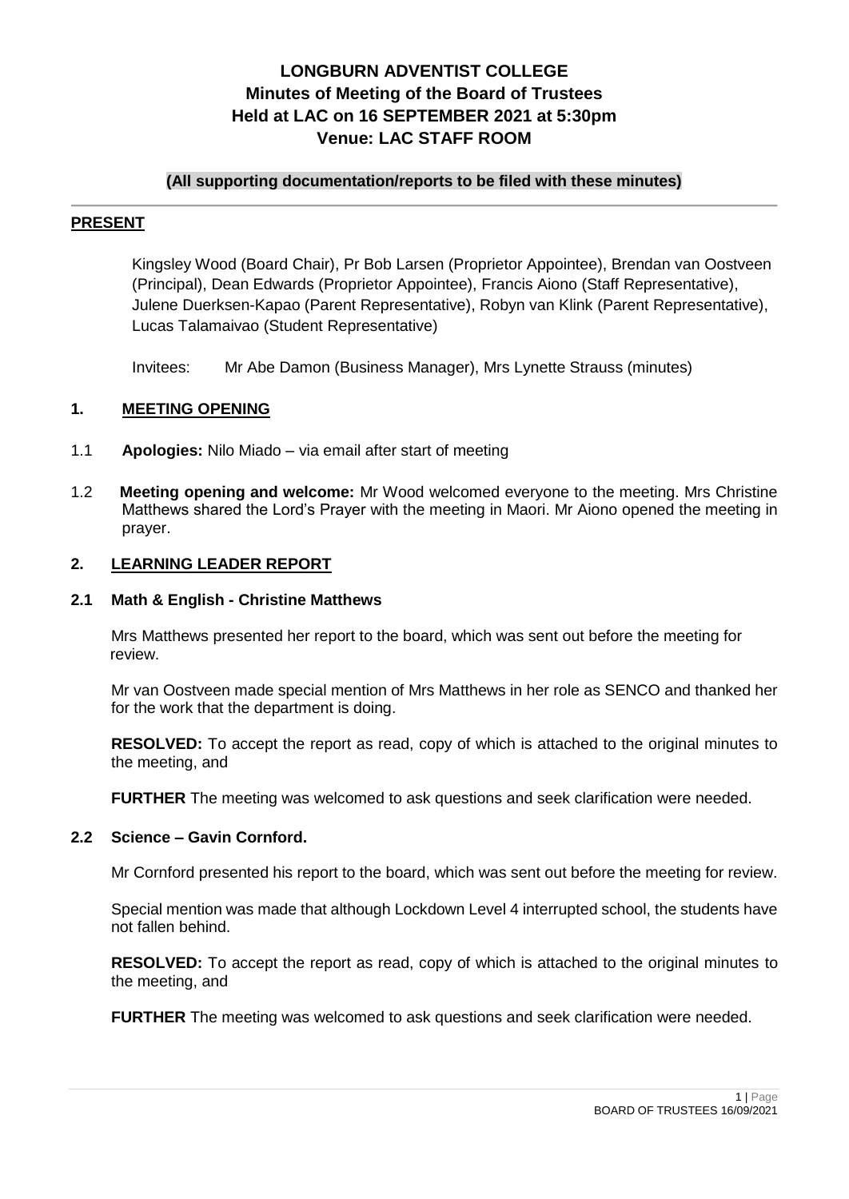# LONGBURN ADVENTIST COLLEGE
## Minutes of Meeting of the Board of Trustees
## Held at LAC on 16 SEPTEMBER 2021 at 5:30pm
## Venue: LAC STAFF ROOM

**(All supporting documentation/reports to be filed with these minutes)**

---

**PRESENT**

Kingsley Wood (Board Chair), Pr Bob Larsen (Proprietor Appointee), Brendan van Oostveen (Principal), Dean Edwards (Proprietor Appointee), Francis Aiono (Staff Representative), Julene Duerksen-Kapao (Parent Representative), Robyn van Klink (Parent Representative), Lucas Talamaivao (Student Representative)

Invitees: Mr Abe Damon (Business Manager), Mrs Lynette Strauss (minutes)

### 1. MEETING OPENING

1.1 **Apologies:** Nilo Miado – via email after start of meeting

1.2 **Meeting opening and welcome:** Mr Wood welcomed everyone to the meeting. Mrs Christine Matthews shared the Lord's Prayer with the meeting in Maori. Mr Aiono opened the meeting in prayer.

### 2. LEARNING LEADER REPORT

**2.1 Math & English - Christine Matthews**

Mrs Matthews presented her report to the board, which was sent out before the meeting for review.

Mr van Oostveen made special mention of Mrs Matthews in her role as SENCO and thanked her for the work that the department is doing.

**RESOLVED:** To accept the report as read, copy of which is attached to the original minutes to the meeting, and

**FURTHER** The meeting was welcomed to ask questions and seek clarification were needed.

**2.2 Science – Gavin Cornford.**

Mr Cornford presented his report to the board, which was sent out before the meeting for review.

Special mention was made that although Lockdown Level 4 interrupted school, the students have not fallen behind.

**RESOLVED:** To accept the report as read, copy of which is attached to the original minutes to the meeting, and

**FURTHER** The meeting was welcomed to ask questions and seek clarification were needed.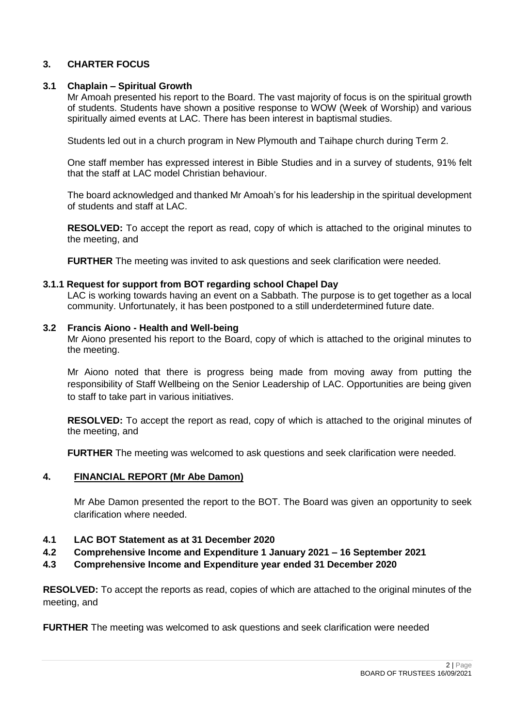## 3. CHARTER FOCUS

### 3.1 Chaplain – Spiritual Growth

Mr Amoah presented his report to the Board. The vast majority of focus is on the spiritual growth of students. Students have shown a positive response to WOW (Week of Worship) and various spiritually aimed events at LAC. There has been interest in baptismal studies.

Students led out in a church program in New Plymouth and Taihape church during Term 2.

One staff member has expressed interest in Bible Studies and in a survey of students, 91% felt that the staff at LAC model Christian behaviour.

The board acknowledged and thanked Mr Amoah's for his leadership in the spiritual development of students and staff at LAC.

**RESOLVED:** To accept the report as read, copy of which is attached to the original minutes to the meeting, and

**FURTHER** The meeting was invited to ask questions and seek clarification were needed.

### 3.1.1 Request for support from BOT regarding school Chapel Day

LAC is working towards having an event on a Sabbath. The purpose is to get together as a local community. Unfortunately, it has been postponed to a still underdetermined future date.

### 3.2 Francis Aiono - Health and Well-being

Mr Aiono presented his report to the Board, copy of which is attached to the original minutes to the meeting.

Mr Aiono noted that there is progress being made from moving away from putting the responsibility of Staff Wellbeing on the Senior Leadership of LAC. Opportunities are being given to staff to take part in various initiatives.

**RESOLVED:** To accept the report as read, copy of which is attached to the original minutes of the meeting, and

**FURTHER** The meeting was welcomed to ask questions and seek clarification were needed.

## 4. FINANCIAL REPORT (Mr Abe Damon)

Mr Abe Damon presented the report to the BOT. The Board was given an opportunity to seek clarification where needed.

**4.1 LAC BOT Statement as at 31 December 2020**

**4.2 Comprehensive Income and Expenditure 1 January 2021 – 16 September 2021**

**4.3 Comprehensive Income and Expenditure year ended 31 December 2020**

**RESOLVED:** To accept the reports as read, copies of which are attached to the original minutes of the meeting, and

**FURTHER** The meeting was welcomed to ask questions and seek clarification were needed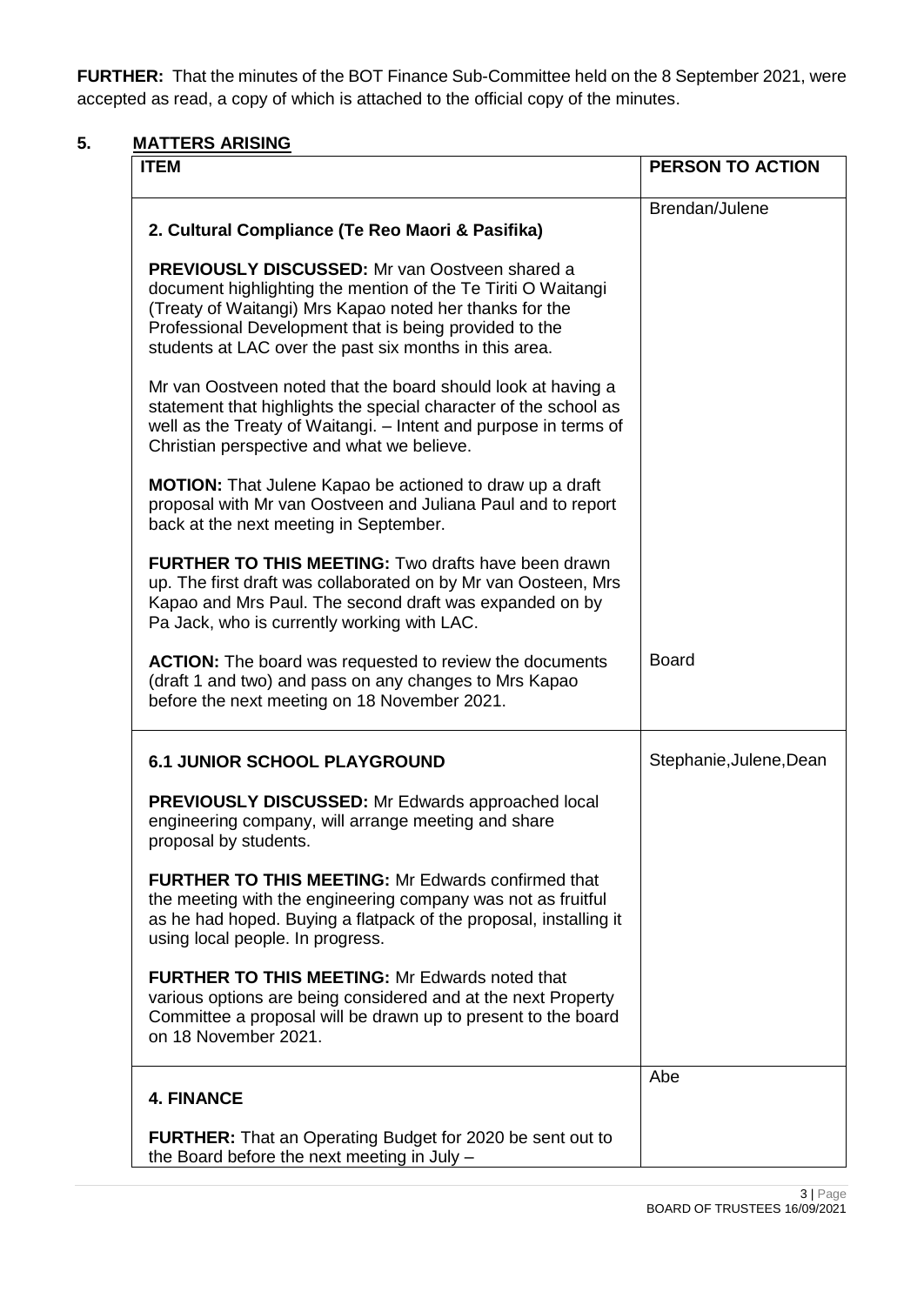**FURTHER:** That the minutes of the BOT Finance Sub-Committee held on the 8 September 2021, were accepted as read, a copy of which is attached to the official copy of the minutes.

## 5. MATTERS ARISING

| ITEM | PERSON TO ACTION |
|---|---|
| **2. Cultural Compliance (Te Reo Maori & Pasifika)**<br><br>**PREVIOUSLY DISCUSSED:** Mr van Oostveen shared a document highlighting the mention of the Te Tiriti O Waitangi (Treaty of Waitangi) Mrs Kapao noted her thanks for the Professional Development that is being provided to the students at LAC over the past six months in this area.<br><br>Mr van Oostveen noted that the board should look at having a statement that highlights the special character of the school as well as the Treaty of Waitangi. – Intent and purpose in terms of Christian perspective and what we believe.<br><br>**MOTION:** That Julene Kapao be actioned to draw up a draft proposal with Mr van Oostveen and Juliana Paul and to report back at the next meeting in September.<br><br>**FURTHER TO THIS MEETING:** Two drafts have been drawn up. The first draft was collaborated on by Mr van Oosteen, Mrs Kapao and Mrs Paul. The second draft was expanded on by Pa Jack, who is currently working with LAC.<br><br>**ACTION:** The board was requested to review the documents (draft 1 and two) and pass on any changes to Mrs Kapao before the next meeting on 18 November 2021. | Brendan/Julene<br><br><br><br><br><br><br><br><br><br><br><br>Board |
| **6.1 JUNIOR SCHOOL PLAYGROUND**<br><br>**PREVIOUSLY DISCUSSED:** Mr Edwards approached local engineering company, will arrange meeting and share proposal by students.<br><br>**FURTHER TO THIS MEETING:** Mr Edwards confirmed that the meeting with the engineering company was not as fruitful as he had hoped. Buying a flatpack of the proposal, installing it using local people. In progress.<br><br>**FURTHER TO THIS MEETING:** Mr Edwards noted that various options are being considered and at the next Property Committee a proposal will be drawn up to present to the board on 18 November 2021. | Stephanie,Julene,Dean |
| **4. FINANCE**<br><br>**FURTHER:** That an Operating Budget for 2020 be sent out to the Board before the next meeting in July – | Abe |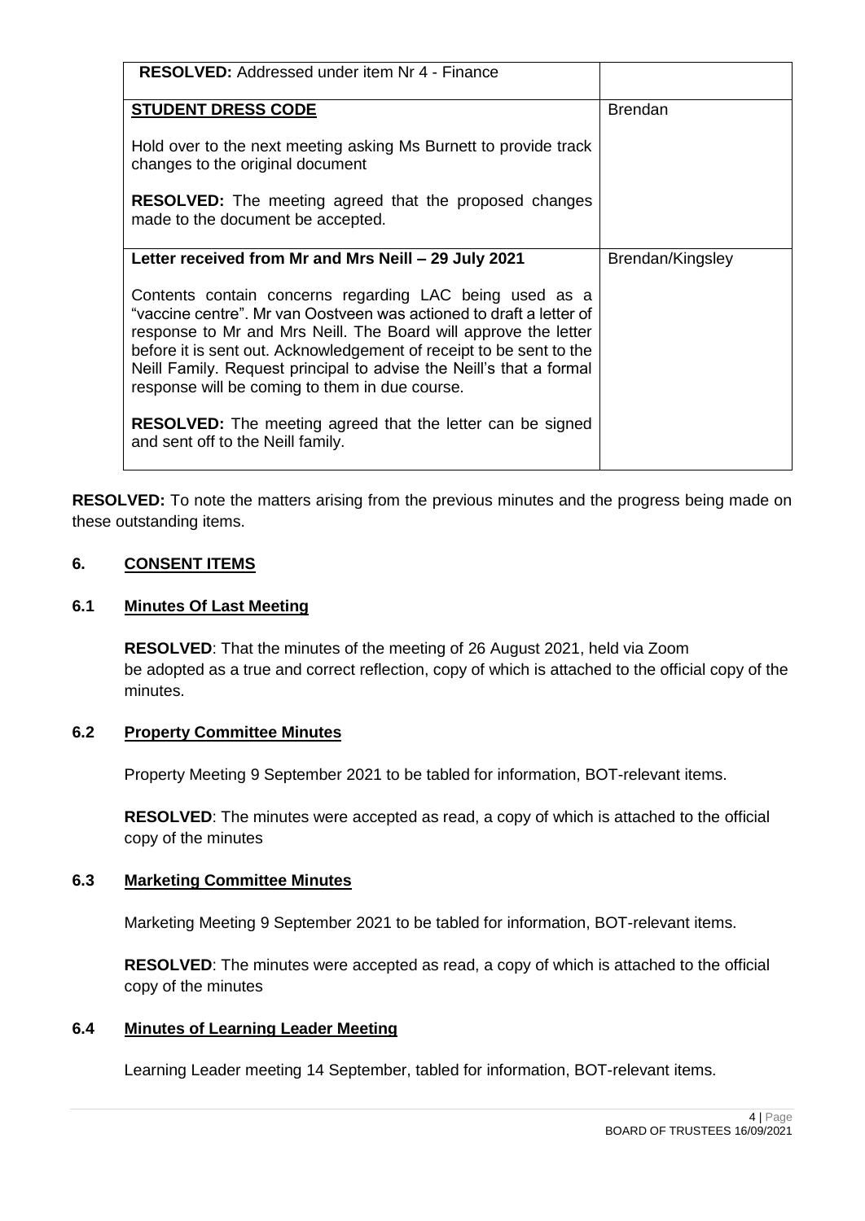| | |
|---|---|
| **RESOLVED:** Addressed under item Nr 4 - Finance | |
| **STUDENT DRESS CODE**<br><br>Hold over to the next meeting asking Ms Burnett to provide track changes to the original document<br><br>**RESOLVED:** The meeting agreed that the proposed changes made to the document be accepted. | Brendan |
| **Letter received from Mr and Mrs Neill – 29 July 2021**<br><br>Contents contain concerns regarding LAC being used as a "vaccine centre". Mr van Oostveen was actioned to draft a letter of response to Mr and Mrs Neill. The Board will approve the letter before it is sent out. Acknowledgement of receipt to be sent to the Neill Family. Request principal to advise the Neill's that a formal response will be coming to them in due course.<br><br>**RESOLVED:** The meeting agreed that the letter can be signed and sent off to the Neill family. | Brendan/Kingsley |

**RESOLVED:** To note the matters arising from the previous minutes and the progress being made on these outstanding items.

## 6. CONSENT ITEMS

### 6.1 Minutes Of Last Meeting

**RESOLVED**: That the minutes of the meeting of 26 August 2021, held via Zoom be adopted as a true and correct reflection, copy of which is attached to the official copy of the minutes.

### 6.2 Property Committee Minutes

Property Meeting 9 September 2021 to be tabled for information, BOT-relevant items.

**RESOLVED**: The minutes were accepted as read, a copy of which is attached to the official copy of the minutes

### 6.3 Marketing Committee Minutes

Marketing Meeting 9 September 2021 to be tabled for information, BOT-relevant items.

**RESOLVED**: The minutes were accepted as read, a copy of which is attached to the official copy of the minutes

### 6.4 Minutes of Learning Leader Meeting

Learning Leader meeting 14 September, tabled for information, BOT-relevant items.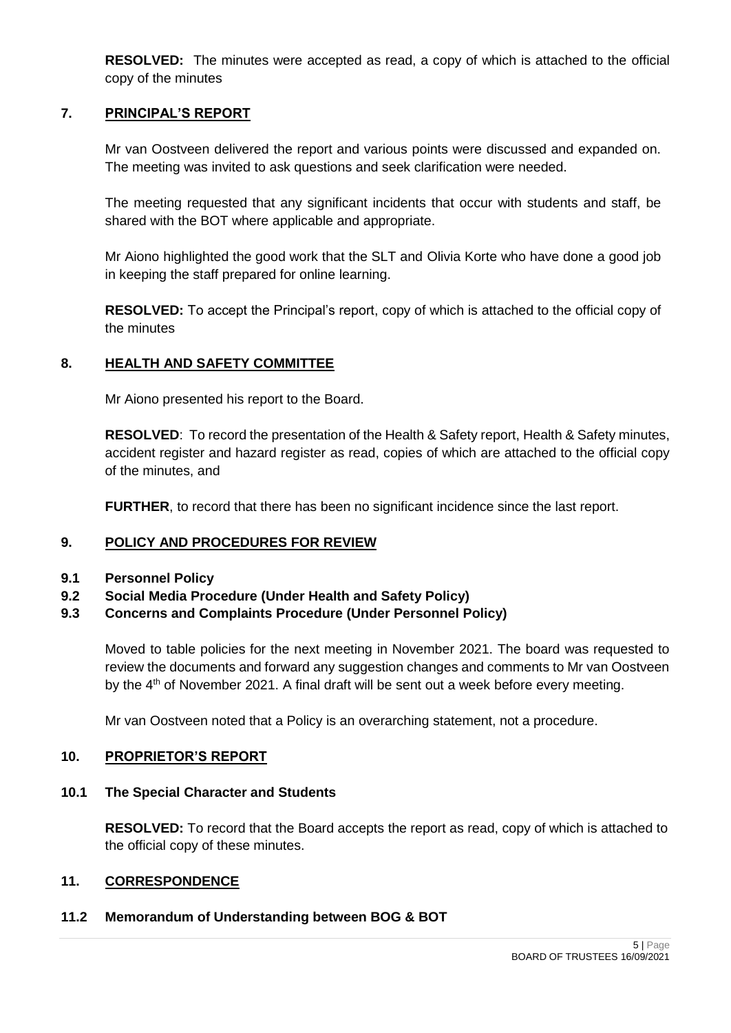**RESOLVED:** The minutes were accepted as read, a copy of which is attached to the official copy of the minutes

## 7. PRINCIPAL'S REPORT

Mr van Oostveen delivered the report and various points were discussed and expanded on. The meeting was invited to ask questions and seek clarification were needed.

The meeting requested that any significant incidents that occur with students and staff, be shared with the BOT where applicable and appropriate.

Mr Aiono highlighted the good work that the SLT and Olivia Korte who have done a good job in keeping the staff prepared for online learning.

**RESOLVED:** To accept the Principal's report, copy of which is attached to the official copy of the minutes

## 8. HEALTH AND SAFETY COMMITTEE

Mr Aiono presented his report to the Board.

**RESOLVED**: To record the presentation of the Health & Safety report, Health & Safety minutes, accident register and hazard register as read, copies of which are attached to the official copy of the minutes, and

**FURTHER**, to record that there has been no significant incidence since the last report.

## 9. POLICY AND PROCEDURES FOR REVIEW

### 9.1 Personnel Policy

### 9.2 Social Media Procedure (Under Health and Safety Policy)

### 9.3 Concerns and Complaints Procedure (Under Personnel Policy)

Moved to table policies for the next meeting in November 2021. The board was requested to review the documents and forward any suggestion changes and comments to Mr van Oostveen by the 4th of November 2021. A final draft will be sent out a week before every meeting.

Mr van Oostveen noted that a Policy is an overarching statement, not a procedure.

## 10. PROPRIETOR'S REPORT

### 10.1 The Special Character and Students

**RESOLVED:** To record that the Board accepts the report as read, copy of which is attached to the official copy of these minutes.

## 11. CORRESPONDENCE

### 11.2 Memorandum of Understanding between BOG & BOT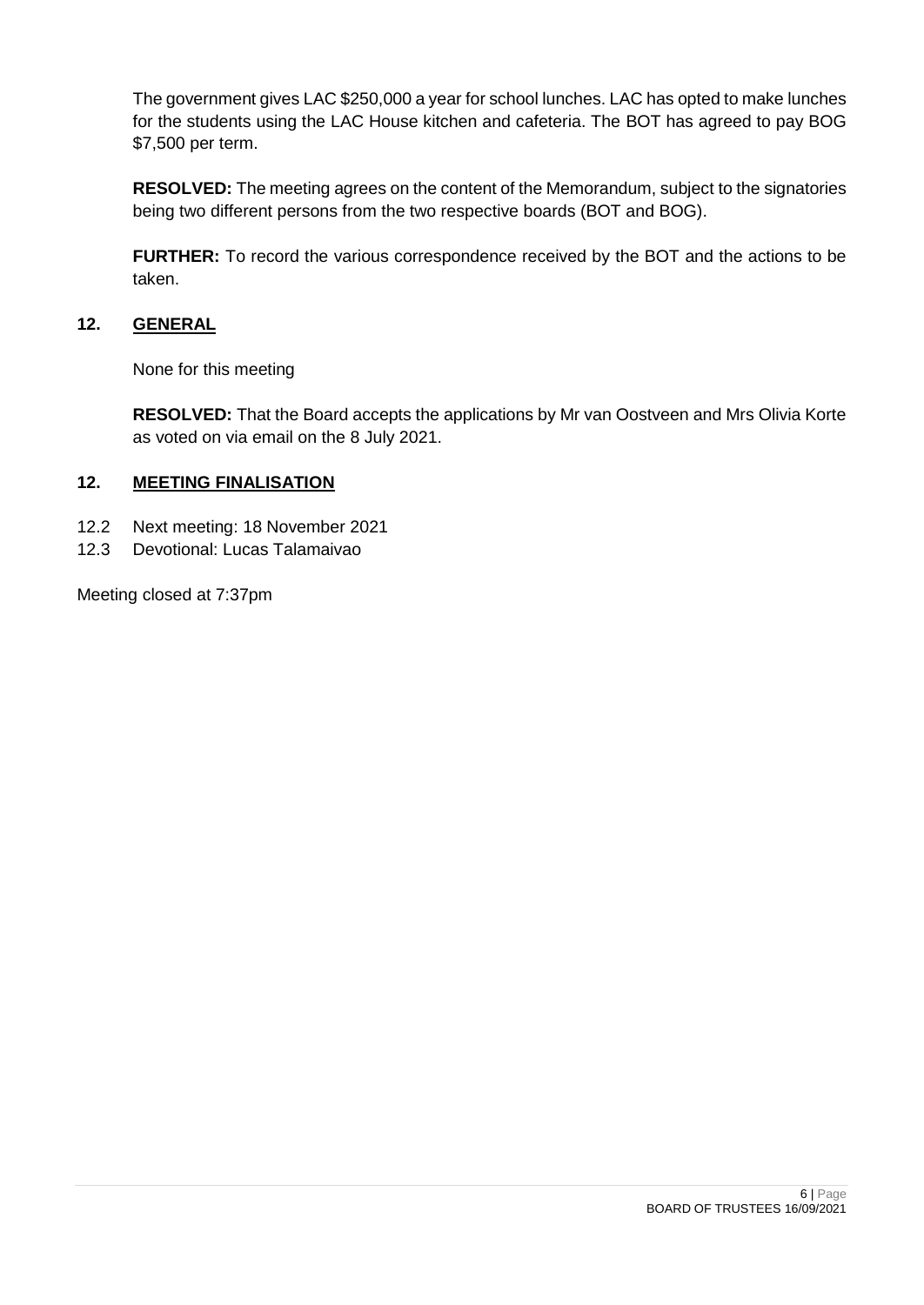The government gives LAC $250,000 a year for school lunches. LAC has opted to make lunches for the students using the LAC House kitchen and cafeteria. The BOT has agreed to pay BOG $7,500 per term.

**RESOLVED:** The meeting agrees on the content of the Memorandum, subject to the signatories being two different persons from the two respective boards (BOT and BOG).

**FURTHER:** To record the various correspondence received by the BOT and the actions to be taken.

## 12. GENERAL

None for this meeting

**RESOLVED:** That the Board accepts the applications by Mr van Oostveen and Mrs Olivia Korte as voted on via email on the 8 July 2021.

## 12. MEETING FINALISATION

12.2 Next meeting: 18 November 2021
12.3 Devotional: Lucas Talamaivao

Meeting closed at 7:37pm